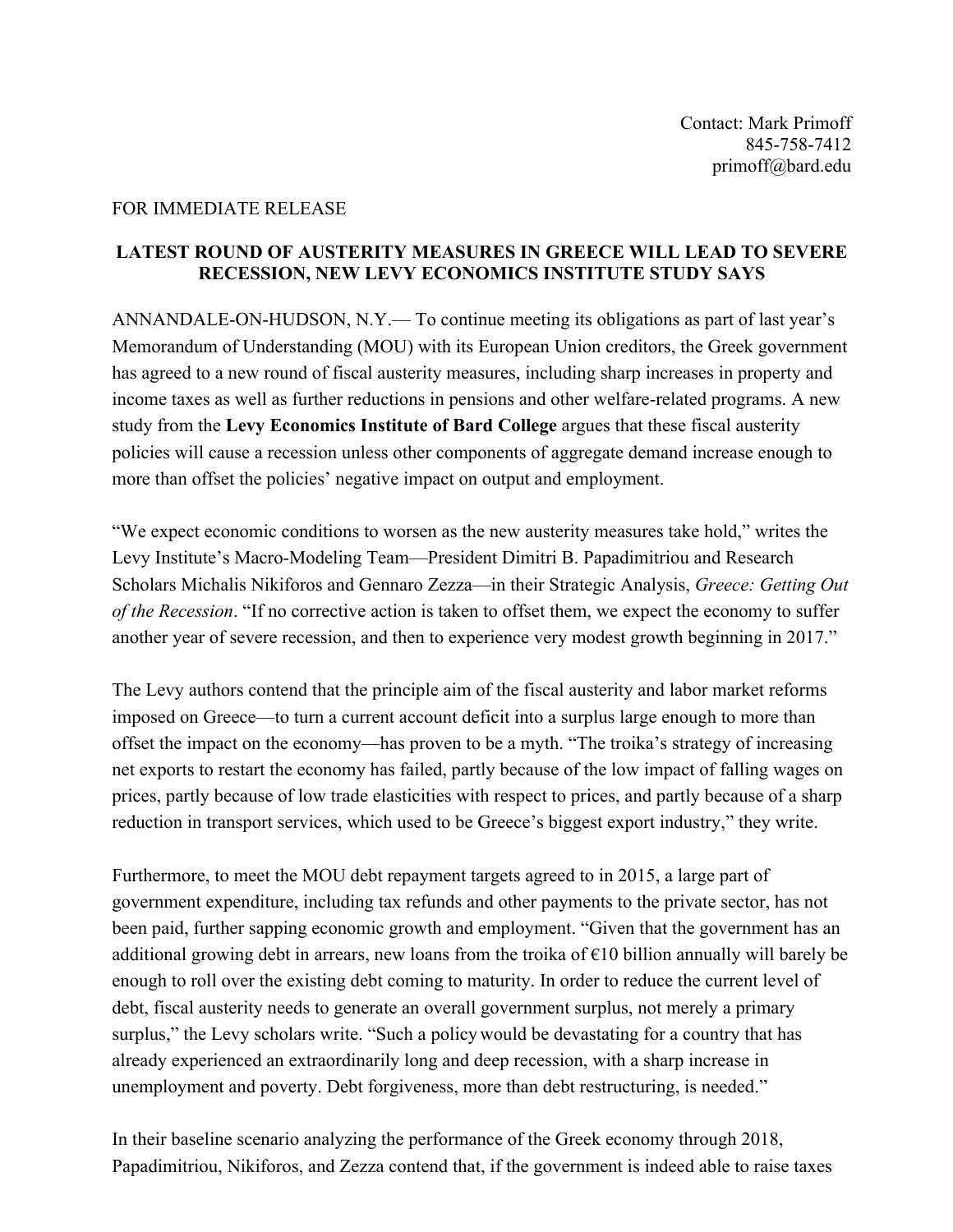Contact: Mark Primoff
845-758-7412
primoff@bard.edu

FOR IMMEDIATE RELEASE

**LATEST ROUND OF AUSTERITY MEASURES IN GREECE WILL LEAD TO SEVERE RECESSION, NEW LEVY ECONOMICS INSTITUTE STUDY SAYS**

ANNANDALE-ON-HUDSON, N.Y.— To continue meeting its obligations as part of last year's Memorandum of Understanding (MOU) with its European Union creditors, the Greek government has agreed to a new round of fiscal austerity measures, including sharp increases in property and income taxes as well as further reductions in pensions and other welfare-related programs. A new study from the **Levy Economics Institute of Bard College** argues that these fiscal austerity policies will cause a recession unless other components of aggregate demand increase enough to more than offset the policies' negative impact on output and employment.

"We expect economic conditions to worsen as the new austerity measures take hold," writes the Levy Institute's Macro-Modeling Team—President Dimitri B. Papadimitriou and Research Scholars Michalis Nikiforos and Gennaro Zezza—in their Strategic Analysis, *Greece: Getting Out of the Recession*. "If no corrective action is taken to offset them, we expect the economy to suffer another year of severe recession, and then to experience very modest growth beginning in 2017."

The Levy authors contend that the principle aim of the fiscal austerity and labor market reforms imposed on Greece—to turn a current account deficit into a surplus large enough to more than offset the impact on the economy—has proven to be a myth. "The troika's strategy of increasing net exports to restart the economy has failed, partly because of the low impact of falling wages on prices, partly because of low trade elasticities with respect to prices, and partly because of a sharp reduction in transport services, which used to be Greece's biggest export industry," they write.

Furthermore, to meet the MOU debt repayment targets agreed to in 2015, a large part of government expenditure, including tax refunds and other payments to the private sector, has not been paid, further sapping economic growth and employment. "Given that the government has an additional growing debt in arrears, new loans from the troika of €10 billion annually will barely be enough to roll over the existing debt coming to maturity. In order to reduce the current level of debt, fiscal austerity needs to generate an overall government surplus, not merely a primary surplus," the Levy scholars write. "Such a policy would be devastating for a country that has already experienced an extraordinarily long and deep recession, with a sharp increase in unemployment and poverty. Debt forgiveness, more than debt restructuring, is needed."

In their baseline scenario analyzing the performance of the Greek economy through 2018, Papadimitriou, Nikiforos, and Zezza contend that, if the government is indeed able to raise taxes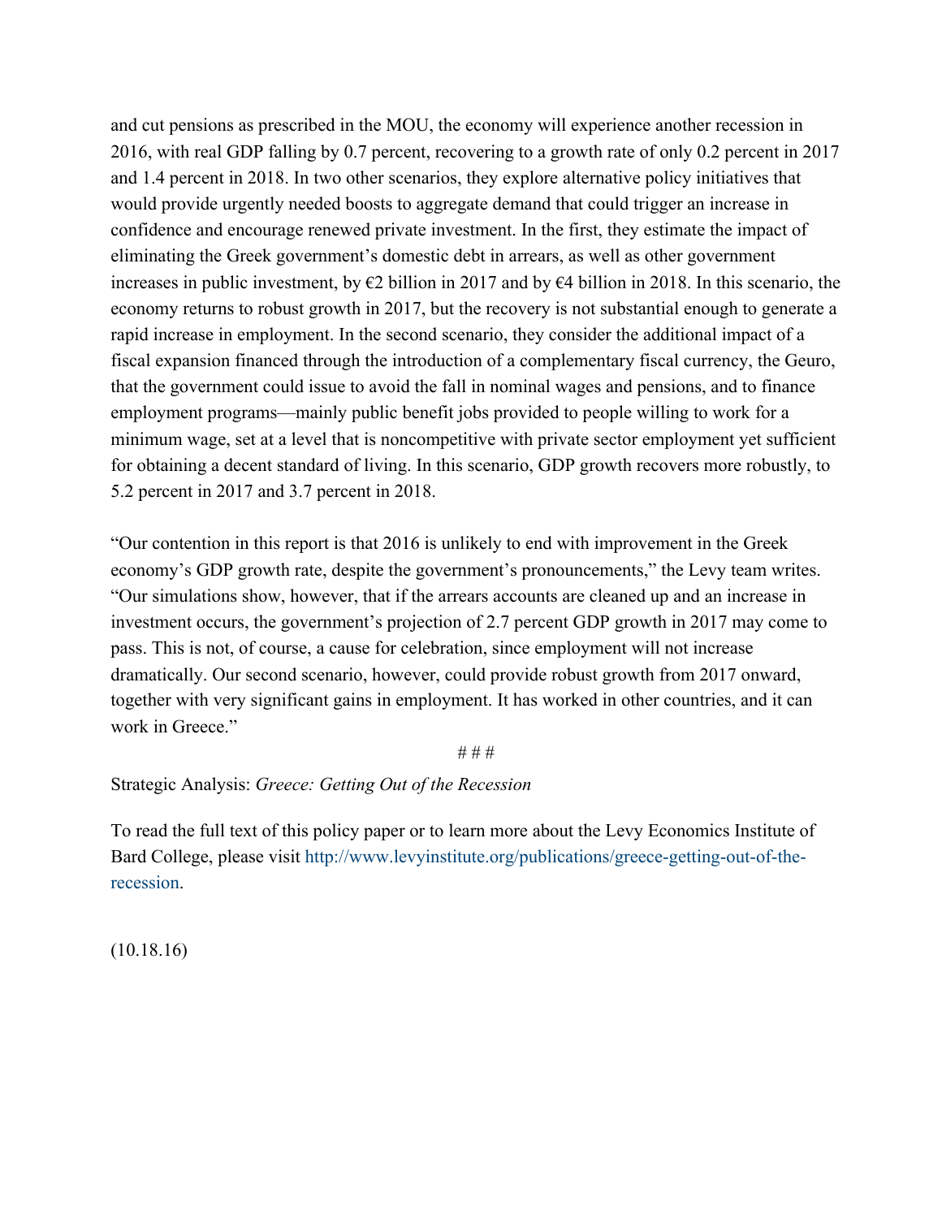and cut pensions as prescribed in the MOU, the economy will experience another recession in 2016, with real GDP falling by 0.7 percent, recovering to a growth rate of only 0.2 percent in 2017 and 1.4 percent in 2018. In two other scenarios, they explore alternative policy initiatives that would provide urgently needed boosts to aggregate demand that could trigger an increase in confidence and encourage renewed private investment. In the first, they estimate the impact of eliminating the Greek government's domestic debt in arrears, as well as other government increases in public investment, by €2 billion in 2017 and by €4 billion in 2018. In this scenario, the economy returns to robust growth in 2017, but the recovery is not substantial enough to generate a rapid increase in employment. In the second scenario, they consider the additional impact of a fiscal expansion financed through the introduction of a complementary fiscal currency, the Geuro, that the government could issue to avoid the fall in nominal wages and pensions, and to finance employment programs—mainly public benefit jobs provided to people willing to work for a minimum wage, set at a level that is noncompetitive with private sector employment yet sufficient for obtaining a decent standard of living. In this scenario, GDP growth recovers more robustly, to 5.2 percent in 2017 and 3.7 percent in 2018.

"Our contention in this report is that 2016 is unlikely to end with improvement in the Greek economy's GDP growth rate, despite the government's pronouncements," the Levy team writes. "Our simulations show, however, that if the arrears accounts are cleaned up and an increase in investment occurs, the government's projection of 2.7 percent GDP growth in 2017 may come to pass. This is not, of course, a cause for celebration, since employment will not increase dramatically. Our second scenario, however, could provide robust growth from 2017 onward, together with very significant gains in employment. It has worked in other countries, and it can work in Greece."

# # #

Strategic Analysis: *Greece: Getting Out of the Recession*

To read the full text of this policy paper or to learn more about the Levy Economics Institute of Bard College, please visit http://www.levyinstitute.org/publications/greece-getting-out-of-the-recession.

(10.18.16)